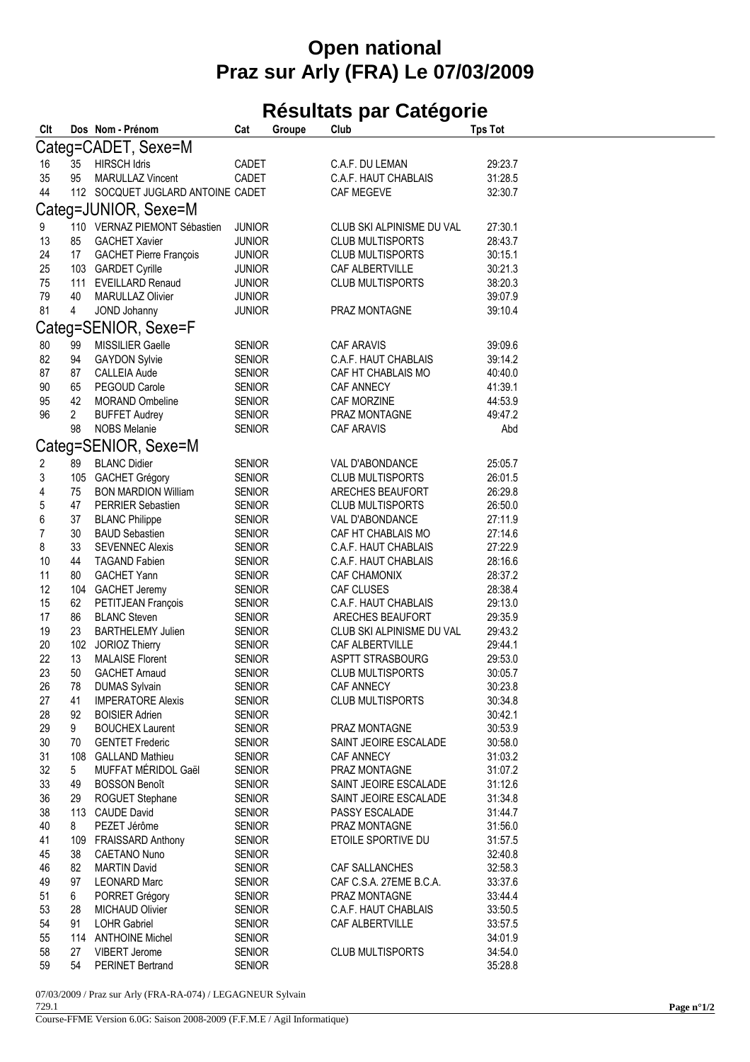# Open national
# Praz sur Arly (FRA) Le 07/03/2009

## Résultats par Catégorie

| Clt | Dos | Nom - Prénom | Cat | Groupe | Club | Tps Tot |
|---|---|---|---|---|---|---|
| **Categ=CADET, Sexe=M** | | | | | | |
| 16 | 35 | HIRSCH Idris | CADET | | C.A.F. DU LEMAN | 29:23.7 |
| 35 | 95 | MARULLAZ Vincent | CADET | | C.A.F. HAUT CHABLAIS | 31:28.5 |
| 44 | 112 | SOCQUET JUGLARD ANTOINE | CADET | | CAF MEGEVE | 32:30.7 |
| **Categ=JUNIOR, Sexe=M** | | | | | | |
| 9 | 110 | VERNAZ PIEMONT Sébastien | JUNIOR | | CLUB SKI ALPINISME DU VAL | 27:30.1 |
| 13 | 85 | GACHET Xavier | JUNIOR | | CLUB MULTISPORTS | 28:43.7 |
| 24 | 17 | GACHET Pierre François | JUNIOR | | CLUB MULTISPORTS | 30:15.1 |
| 25 | 103 | GARDET Cyrille | JUNIOR | | CAF ALBERTVILLE | 30:21.3 |
| 75 | 111 | EVEILLARD Renaud | JUNIOR | | CLUB MULTISPORTS | 38:20.3 |
| 79 | 40 | MARULLAZ Olivier | JUNIOR | | | 39:07.9 |
| 81 | 4 | JOND Johanny | JUNIOR | | PRAZ MONTAGNE | 39:10.4 |
| **Categ=SENIOR, Sexe=F** | | | | | | |
| 80 | 99 | MISSILIER Gaelle | SENIOR | | CAF ARAVIS | 39:09.6 |
| 82 | 94 | GAYDON Sylvie | SENIOR | | C.A.F. HAUT CHABLAIS | 39:14.2 |
| 87 | 87 | CALLEIA Aude | SENIOR | | CAF HT CHABLAIS MO | 40:40.0 |
| 90 | 65 | PEGOUD Carole | SENIOR | | CAF ANNECY | 41:39.1 |
| 95 | 42 | MORAND Ombeline | SENIOR | | CAF MORZINE | 44:53.9 |
| 96 | 2 | BUFFET Audrey | SENIOR | | PRAZ MONTAGNE | 49:47.2 |
| | 98 | NOBS Melanie | SENIOR | | CAF ARAVIS | Abd |
| **Categ=SENIOR, Sexe=M** | | | | | | |
| 2 | 89 | BLANC Didier | SENIOR | | VAL D'ABONDANCE | 25:05.7 |
| 3 | 105 | GACHET Grégory | SENIOR | | CLUB MULTISPORTS | 26:01.5 |
| 4 | 75 | BON MARDION William | SENIOR | | ARECHES BEAUFORT | 26:29.8 |
| 5 | 47 | PERRIER Sebastien | SENIOR | | CLUB MULTISPORTS | 26:50.0 |
| 6 | 37 | BLANC Philippe | SENIOR | | VAL D'ABONDANCE | 27:11.9 |
| 7 | 30 | BAUD Sebastien | SENIOR | | CAF HT CHABLAIS MO | 27:14.6 |
| 8 | 33 | SEVENNEC Alexis | SENIOR | | C.A.F. HAUT CHABLAIS | 27:22.9 |
| 10 | 44 | TAGAND Fabien | SENIOR | | C.A.F. HAUT CHABLAIS | 28:16.6 |
| 11 | 80 | GACHET Yann | SENIOR | | CAF CHAMONIX | 28:37.2 |
| 12 | 104 | GACHET Jeremy | SENIOR | | CAF CLUSES | 28:38.4 |
| 15 | 62 | PETITJEAN François | SENIOR | | C.A.F. HAUT CHABLAIS | 29:13.0 |
| 17 | 86 | BLANC Steven | SENIOR | | ARECHES BEAUFORT | 29:35.9 |
| 19 | 23 | BARTHELEMY Julien | SENIOR | | CLUB SKI ALPINISME DU VAL | 29:43.2 |
| 20 | 102 | JORIOZ Thierry | SENIOR | | CAF ALBERTVILLE | 29:44.1 |
| 22 | 13 | MALAISE Florent | SENIOR | | ASPTT STRASBOURG | 29:53.0 |
| 23 | 50 | GACHET Arnaud | SENIOR | | CLUB MULTISPORTS | 30:05.7 |
| 26 | 78 | DUMAS Sylvain | SENIOR | | CAF ANNECY | 30:23.8 |
| 27 | 41 | IMPERATORE Alexis | SENIOR | | CLUB MULTISPORTS | 30:34.8 |
| 28 | 92 | BOISIER Adrien | SENIOR | | | 30:42.1 |
| 29 | 9 | BOUCHEX Laurent | SENIOR | | PRAZ MONTAGNE | 30:53.9 |
| 30 | 70 | GENTET Frederic | SENIOR | | SAINT JEOIRE ESCALADE | 30:58.0 |
| 31 | 108 | GALLAND Mathieu | SENIOR | | CAF ANNECY | 31:03.2 |
| 32 | 5 | MUFFAT MÉRIDOL Gaël | SENIOR | | PRAZ MONTAGNE | 31:07.2 |
| 33 | 49 | BOSSON Benoît | SENIOR | | SAINT JEOIRE ESCALADE | 31:12.6 |
| 36 | 29 | ROGUET Stephane | SENIOR | | SAINT JEOIRE ESCALADE | 31:34.8 |
| 38 | 113 | CAUDE David | SENIOR | | PASSY ESCALADE | 31:44.7 |
| 40 | 8 | PEZET Jérôme | SENIOR | | PRAZ MONTAGNE | 31:56.0 |
| 41 | 109 | FRAISSARD Anthony | SENIOR | | ETOILE SPORTIVE DU | 31:57.5 |
| 45 | 38 | CAETANO Nuno | SENIOR | | | 32:40.8 |
| 46 | 82 | MARTIN David | SENIOR | | CAF SALLANCHES | 32:58.3 |
| 49 | 97 | LEONARD Marc | SENIOR | | CAF C.S.A. 27EME B.C.A. | 33:37.6 |
| 51 | 6 | PORRET Grégory | SENIOR | | PRAZ MONTAGNE | 33:44.4 |
| 53 | 28 | MICHAUD Olivier | SENIOR | | C.A.F. HAUT CHABLAIS | 33:50.5 |
| 54 | 91 | LOHR Gabriel | SENIOR | | CAF ALBERTVILLE | 33:57.5 |
| 55 | 114 | ANTHOINE Michel | SENIOR | | | 34:01.9 |
| 58 | 27 | VIBERT Jerome | SENIOR | | CLUB MULTISPORTS | 34:54.0 |
| 59 | 54 | PERINET Bertrand | SENIOR | | | 35:28.8 |

07/03/2009 / Praz sur Arly (FRA-RA-074) / LEGAGNEUR Sylvain
729.1
Course-FFME Version 6.0G: Saison 2008-2009 (F.F.M.E / Agil Informatique)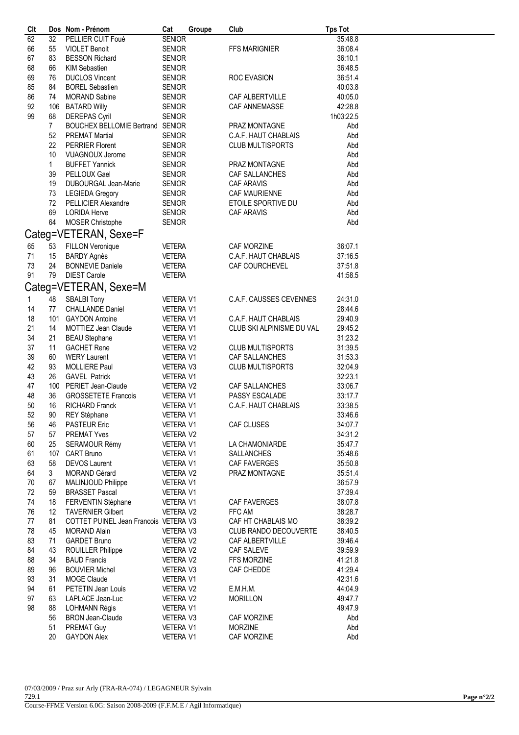| Clt | Dos | Nom - Prénom | Cat | Groupe | Club | Tps Tot |
|---|---|---|---|---|---|---|
| 62 | 32 | PELLIER CUIT Foué | SENIOR | | | 35:48.8 |
| 66 | 55 | VIOLET Benoit | SENIOR | | FFS MARIGNIER | 36:08.4 |
| 67 | 83 | BESSON Richard | SENIOR | | | 36:10.1 |
| 68 | 66 | KIM Sebastien | SENIOR | | | 36:48.5 |
| 69 | 76 | DUCLOS Vincent | SENIOR | | ROC EVASION | 36:51.4 |
| 85 | 84 | BOREL Sebastien | SENIOR | | | 40:03.8 |
| 86 | 74 | MORAND Sabine | SENIOR | | CAF ALBERTVILLE | 40:05.0 |
| 92 | 106 | BATARD Willy | SENIOR | | CAF ANNEMASSE | 42:28.8 |
| 99 | 68 | DEREPAS Cyril | SENIOR | | | 1h03:22.5 |
| | 7 | BOUCHEX BELLOMIE Bertrand | SENIOR | | PRAZ MONTAGNE | Abd |
| | 52 | PREMAT Martial | SENIOR | | C.A.F. HAUT CHABLAIS | Abd |
| | 22 | PERRIER Florent | SENIOR | | CLUB MULTISPORTS | Abd |
| | 10 | VUAGNOUX Jerome | SENIOR | | | Abd |
| | 1 | BUFFET Yannick | SENIOR | | PRAZ MONTAGNE | Abd |
| | 39 | PELLOUX Gael | SENIOR | | CAF SALLANCHES | Abd |
| | 19 | DUBOURGAL Jean-Marie | SENIOR | | CAF ARAVIS | Abd |
| | 73 | LEGIEDA Gregory | SENIOR | | CAF MAURIENNE | Abd |
| | 72 | PELLICIER Alexandre | SENIOR | | ETOILE SPORTIVE DU | Abd |
| | 69 | LORIDA Herve | SENIOR | | CAF ARAVIS | Abd |
| | 64 | MOSER Christophe | SENIOR | | | Abd |

## Categ=VETERAN, Sexe=F

| Clt | Dos | Nom - Prénom | Cat | Groupe | Club | Tps Tot |
|---|---|---|---|---|---|---|
| 65 | 53 | FILLON Veronique | VETERA | | CAF MORZINE | 36:07.1 |
| 71 | 15 | BARDY Agnès | VETERA | | C.A.F. HAUT CHABLAIS | 37:16.5 |
| 73 | 24 | BONNEVIE Daniele | VETERA | | CAF COURCHEVEL | 37:51.8 |
| 91 | 79 | DIEST Carole | VETERA | | | 41:58.5 |

## Categ=VETERAN, Sexe=M

| Clt | Dos | Nom - Prénom | Cat | Groupe | Club | Tps Tot |
|---|---|---|---|---|---|---|
| 1 | 48 | SBALBI Tony | VETERA V1 | | C.A.F. CAUSSES CEVENNES | 24:31.0 |
| 14 | 77 | CHALLANDE Daniel | VETERA V1 | | | 28:44.6 |
| 18 | 101 | GAYDON Antoine | VETERA V1 | | C.A.F. HAUT CHABLAIS | 29:40.9 |
| 21 | 14 | MOTTIEZ Jean Claude | VETERA V1 | | CLUB SKI ALPINISME DU VAL | 29:45.2 |
| 34 | 21 | BEAU Stephane | VETERA V1 | | | 31:23.2 |
| 37 | 11 | GACHET Rene | VETERA V2 | | CLUB MULTISPORTS | 31:39.5 |
| 39 | 60 | WERY Laurent | VETERA V1 | | CAF SALLANCHES | 31:53.3 |
| 42 | 93 | MOLLIERE Paul | VETERA V3 | | CLUB MULTISPORTS | 32:04.9 |
| 43 | 26 | GAVEL Patrick | VETERA V1 | | | 32:23.1 |
| 47 | 100 | PERIET Jean-Claude | VETERA V2 | | CAF SALLANCHES | 33:06.7 |
| 48 | 36 | GROSSETETE Francois | VETERA V1 | | PASSY ESCALADE | 33:17.7 |
| 50 | 16 | RICHARD Franck | VETERA V1 | | C.A.F. HAUT CHABLAIS | 33:38.5 |
| 52 | 90 | REY Stéphane | VETERA V1 | | | 33:46.6 |
| 56 | 46 | PASTEUR Eric | VETERA V1 | | CAF CLUSES | 34:07.7 |
| 57 | 57 | PREMAT Yves | VETERA V2 | | | 34:31.2 |
| 60 | 25 | SERAMOUR Rémy | VETERA V1 | | LA CHAMONIARDE | 35:47.7 |
| 61 | 107 | CART Bruno | VETERA V1 | | SALLANCHES | 35:48.6 |
| 63 | 58 | DEVOS Laurent | VETERA V1 | | CAF FAVERGES | 35:50.8 |
| 64 | 3 | MORAND Gérard | VETERA V2 | | PRAZ MONTAGNE | 35:51.4 |
| 70 | 67 | MALINJOUD Philippe | VETERA V1 | | | 36:57.9 |
| 72 | 59 | BRASSET Pascal | VETERA V1 | | | 37:39.4 |
| 74 | 18 | FERVENTIN Stéphane | VETERA V1 | | CAF FAVERGES | 38:07.8 |
| 76 | 12 | TAVERNIER Gilbert | VETERA V2 | | FFC AM | 38:28.7 |
| 77 | 81 | COTTET PUINEL Jean Francois | VETERA V3 | | CAF HT CHABLAIS MO | 38:39.2 |
| 78 | 45 | MORAND Alain | VETERA V3 | | CLUB RANDO DECOUVERTE | 38:40.5 |
| 83 | 71 | GARDET Bruno | VETERA V2 | | CAF ALBERTVILLE | 39:46.4 |
| 84 | 43 | ROUILLER Philippe | VETERA V2 | | CAF SALEVE | 39:59.9 |
| 88 | 34 | BAUD Francis | VETERA V2 | | FFS MORZINE | 41:21.8 |
| 89 | 96 | BOUVIER Michel | VETERA V3 | | CAF CHEDDE | 41:29.4 |
| 93 | 31 | MOGE Claude | VETERA V1 | | | 42:31.6 |
| 94 | 61 | PETETIN Jean Louis | VETERA V2 | | E.M.H.M. | 44:04.9 |
| 97 | 63 | LAPLACE Jean-Luc | VETERA V2 | | MORILLON | 49:47.7 |
| 98 | 88 | LOHMANN Régis | VETERA V1 | | | 49:47.9 |
| | 56 | BRON Jean-Claude | VETERA V3 | | CAF MORZINE | Abd |
| | 51 | PREMAT Guy | VETERA V1 | | MORZINE | Abd |
| | 20 | GAYDON Alex | VETERA V1 | | CAF MORZINE | Abd |

07/03/2009 / Praz sur Arly (FRA-RA-074) / LEGAGNEUR Sylvain
729.1
Course-FFME Version 6.0G: Saison 2008-2009 (F.F.M.E / Agil Informatique)